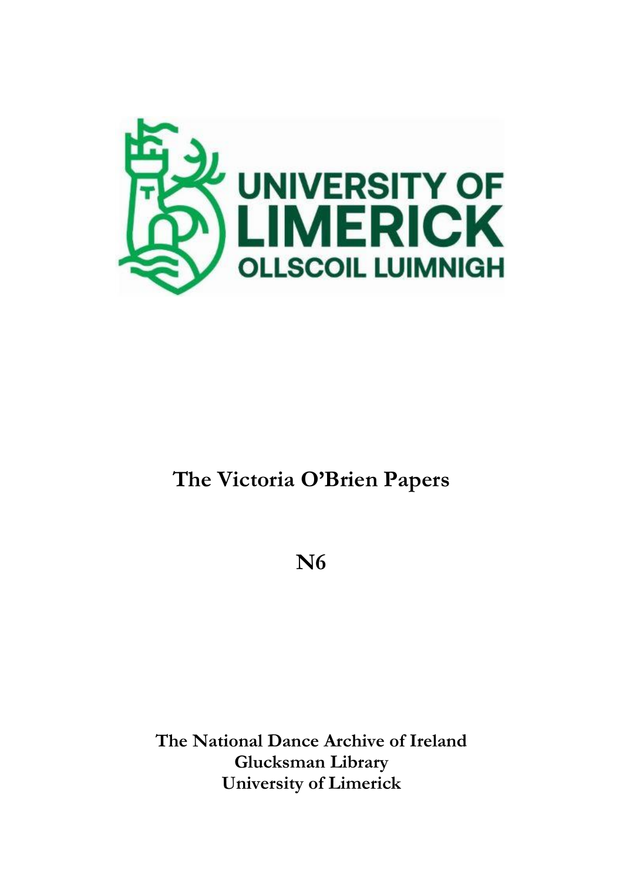UNIVERSITY OF LIMERICK

OLLSCOIL LUIMNIGH

# The Victoria O'Brien Papers

## N6

**The National Dance Archive of Ireland**
**Glucksman Library**
**University of Limerick**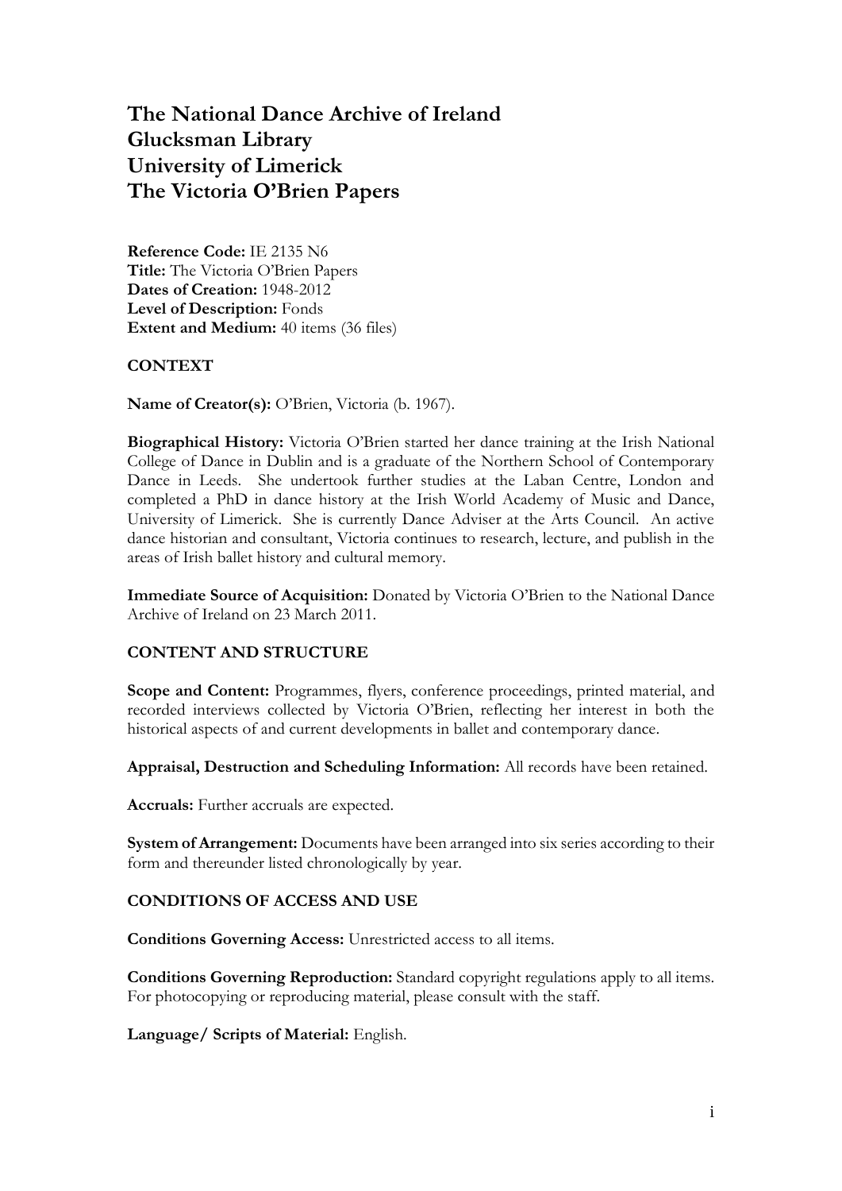# The National Dance Archive of Ireland
# Glucksman Library
# University of Limerick
# The Victoria O'Brien Papers

**Reference Code:** IE 2135 N6
**Title:** The Victoria O'Brien Papers
**Dates of Creation:** 1948-2012
**Level of Description:** Fonds
**Extent and Medium:** 40 items (36 files)

## CONTEXT

**Name of Creator(s):** O'Brien, Victoria (b. 1967).

**Biographical History:** Victoria O'Brien started her dance training at the Irish National College of Dance in Dublin and is a graduate of the Northern School of Contemporary Dance in Leeds. She undertook further studies at the Laban Centre, London and completed a PhD in dance history at the Irish World Academy of Music and Dance, University of Limerick. She is currently Dance Adviser at the Arts Council. An active dance historian and consultant, Victoria continues to research, lecture, and publish in the areas of Irish ballet history and cultural memory.

**Immediate Source of Acquisition:** Donated by Victoria O'Brien to the National Dance Archive of Ireland on 23 March 2011.

## CONTENT AND STRUCTURE

**Scope and Content:** Programmes, flyers, conference proceedings, printed material, and recorded interviews collected by Victoria O'Brien, reflecting her interest in both the historical aspects of and current developments in ballet and contemporary dance.

**Appraisal, Destruction and Scheduling Information:** All records have been retained.

**Accruals:** Further accruals are expected.

**System of Arrangement:** Documents have been arranged into six series according to their form and thereunder listed chronologically by year.

## CONDITIONS OF ACCESS AND USE

**Conditions Governing Access:** Unrestricted access to all items.

**Conditions Governing Reproduction:** Standard copyright regulations apply to all items. For photocopying or reproducing material, please consult with the staff.

**Language/ Scripts of Material:** English.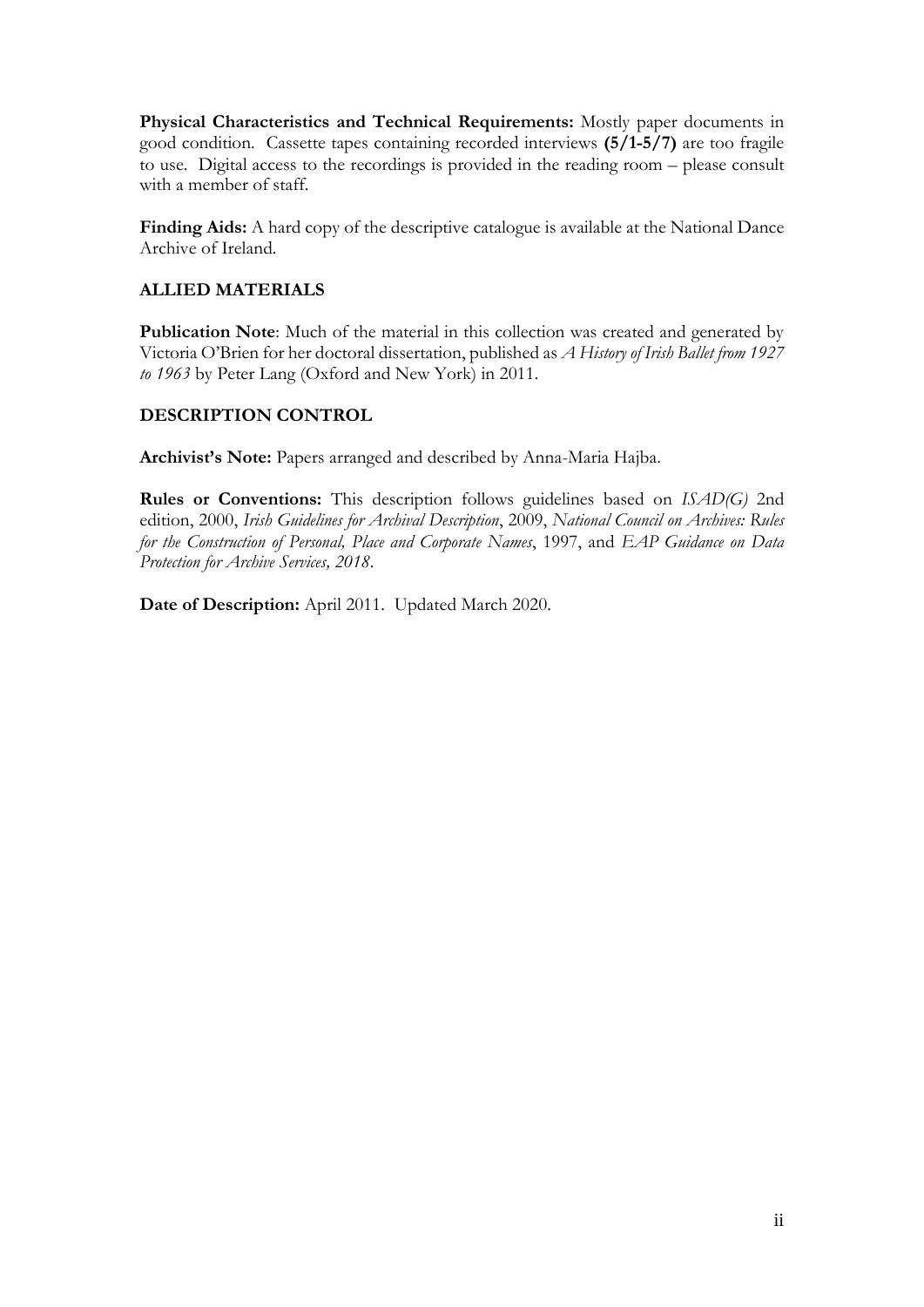**Physical Characteristics and Technical Requirements:** Mostly paper documents in good condition. Cassette tapes containing recorded interviews **(5/1-5/7)** are too fragile to use. Digital access to the recordings is provided in the reading room – please consult with a member of staff.

**Finding Aids:** A hard copy of the descriptive catalogue is available at the National Dance Archive of Ireland.

## ALLIED MATERIALS

**Publication Note**: Much of the material in this collection was created and generated by Victoria O'Brien for her doctoral dissertation, published as *A History of Irish Ballet from 1927 to 1963* by Peter Lang (Oxford and New York) in 2011.

## DESCRIPTION CONTROL

**Archivist's Note:** Papers arranged and described by Anna-Maria Hajba.

**Rules or Conventions:** This description follows guidelines based on *ISAD(G)* 2nd edition, 2000, *Irish Guidelines for Archival Description*, 2009, *National Council on Archives: Rules for the Construction of Personal, Place and Corporate Names*, 1997, and *EAP Guidance on Data Protection for Archive Services, 2018*.

**Date of Description:** April 2011. Updated March 2020.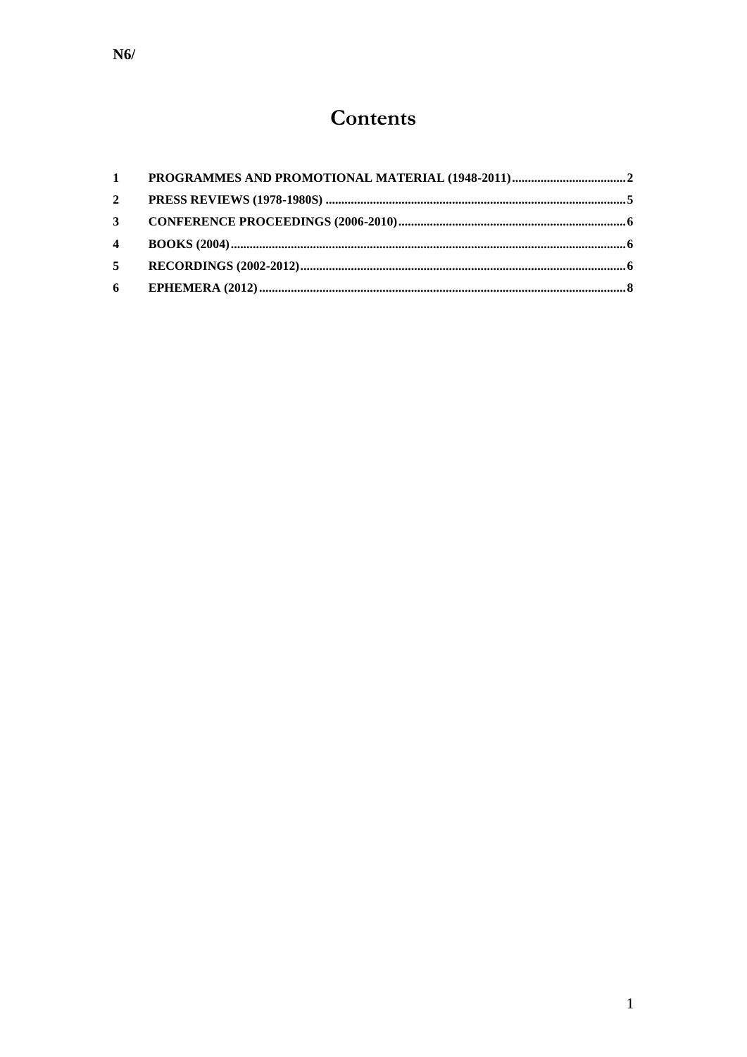N6/

# Contents

1 PROGRAMMES AND PROMOTIONAL MATERIAL (1948-2011) .................................... 2

2 PRESS REVIEWS (1978-1980S) ............................................................................................. 5

3 CONFERENCE PROCEEDINGS (2006-2010) ....................................................................... 6

4 BOOKS (2004) ........................................................................................................................... 6

5 RECORDINGS (2002-2012) ..................................................................................................... 6

6 EPHEMERA (2012) .................................................................................................................. 8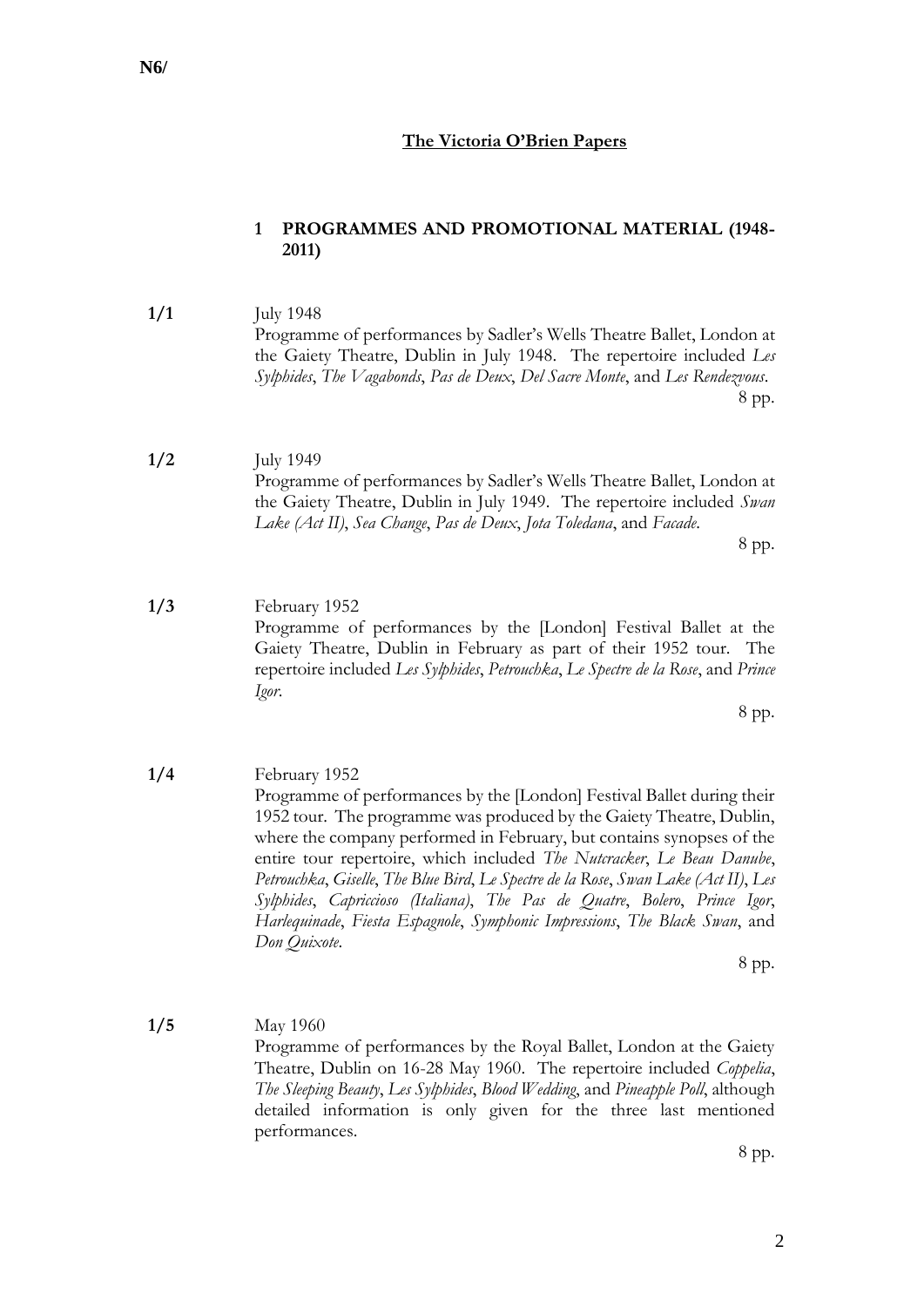N6/

## The Victoria O'Brien Papers

### 1 PROGRAMMES AND PROMOTIONAL MATERIAL (1948-2011)

**1/1** July 1948
Programme of performances by Sadler's Wells Theatre Ballet, London at the Gaiety Theatre, Dublin in July 1948. The repertoire included *Les Sylphides*, *The Vagabonds*, *Pas de Deux*, *Del Sacre Monte*, and *Les Rendezvous*.
8 pp.

**1/2** July 1949
Programme of performances by Sadler's Wells Theatre Ballet, London at the Gaiety Theatre, Dublin in July 1949. The repertoire included *Swan Lake (Act II)*, *Sea Change*, *Pas de Deux*, *Jota Toledana*, and *Facade*.
8 pp.

**1/3** February 1952
Programme of performances by the [London] Festival Ballet at the Gaiety Theatre, Dublin in February as part of their 1952 tour. The repertoire included *Les Sylphides*, *Petrouchka*, *Le Spectre de la Rose*, and *Prince Igor*.
8 pp.

**1/4** February 1952
Programme of performances by the [London] Festival Ballet during their 1952 tour. The programme was produced by the Gaiety Theatre, Dublin, where the company performed in February, but contains synopses of the entire tour repertoire, which included *The Nutcracker*, *Le Beau Danube*, *Petrouchka*, *Giselle*, *The Blue Bird*, *Le Spectre de la Rose*, *Swan Lake (Act II)*, *Les Sylphides*, *Capriccioso (Italiana)*, *The Pas de Quatre*, *Bolero*, *Prince Igor*, *Harlequinade*, *Fiesta Espagnole*, *Symphonic Impressions*, *The Black Swan*, and *Don Quixote*.
8 pp.

**1/5** May 1960
Programme of performances by the Royal Ballet, London at the Gaiety Theatre, Dublin on 16-28 May 1960. The repertoire included *Coppelia*, *The Sleeping Beauty*, *Les Sylphides*, *Blood Wedding*, and *Pineapple Poll*, although detailed information is only given for the three last mentioned performances.
8 pp.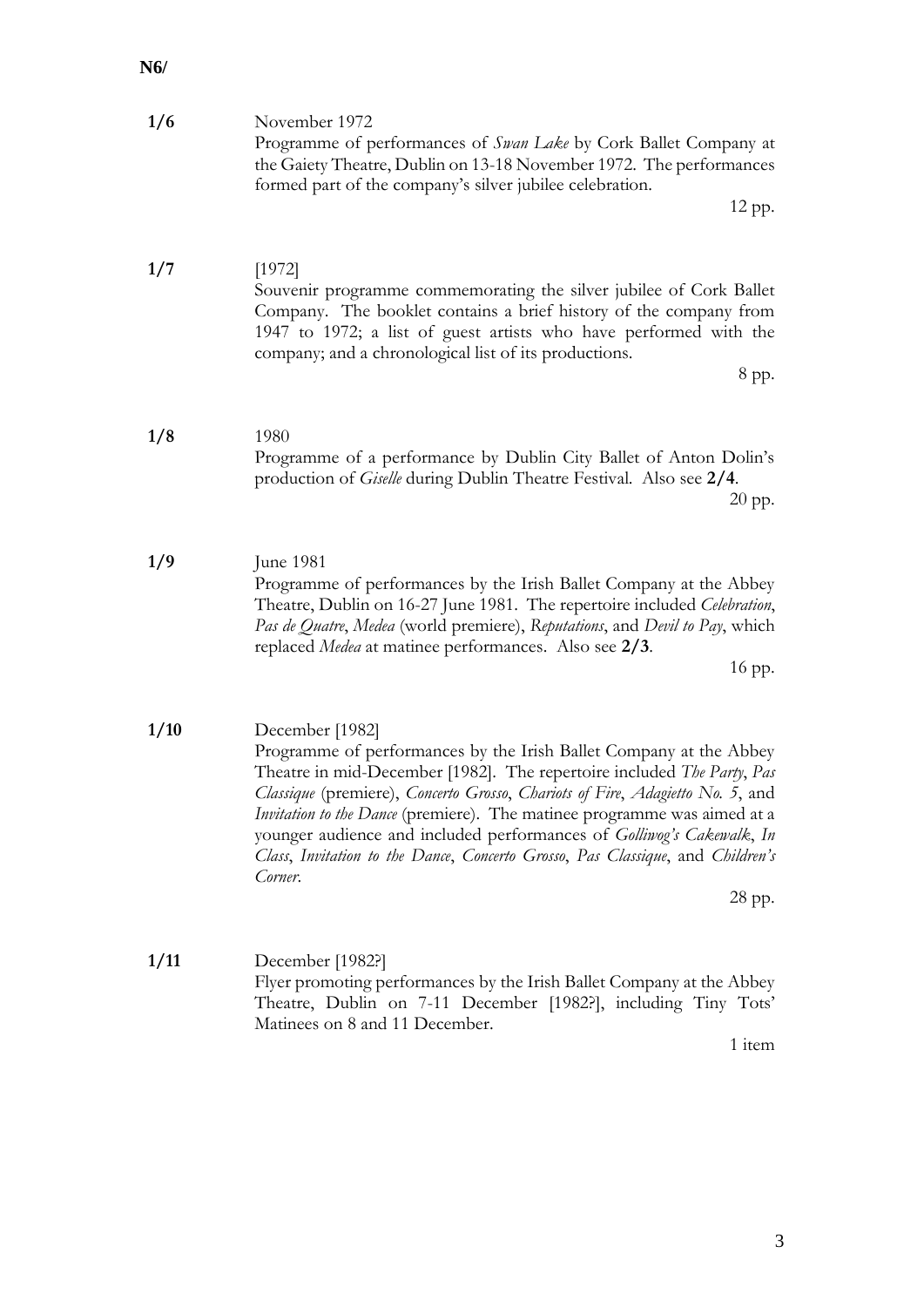**N6/**

**1/6** November 1972
Programme of performances of *Swan Lake* by Cork Ballet Company at the Gaiety Theatre, Dublin on 13-18 November 1972. The performances formed part of the company's silver jubilee celebration.
12 pp.

**1/7** [1972]
Souvenir programme commemorating the silver jubilee of Cork Ballet Company. The booklet contains a brief history of the company from 1947 to 1972; a list of guest artists who have performed with the company; and a chronological list of its productions.
8 pp.

**1/8** 1980
Programme of a performance by Dublin City Ballet of Anton Dolin's production of *Giselle* during Dublin Theatre Festival. Also see **2/4**.
20 pp.

**1/9** June 1981
Programme of performances by the Irish Ballet Company at the Abbey Theatre, Dublin on 16-27 June 1981. The repertoire included *Celebration*, *Pas de Quatre*, *Medea* (world premiere), *Reputations*, and *Devil to Pay*, which replaced *Medea* at matinee performances. Also see **2/3**.
16 pp.

**1/10** December [1982]
Programme of performances by the Irish Ballet Company at the Abbey Theatre in mid-December [1982]. The repertoire included *The Party*, *Pas Classique* (premiere), *Concerto Grosso*, *Chariots of Fire*, *Adagietto No. 5*, and *Invitation to the Dance* (premiere). The matinee programme was aimed at a younger audience and included performances of *Golliwog's Cakewalk*, *In Class*, *Invitation to the Dance*, *Concerto Grosso*, *Pas Classique*, and *Children's Corner*.
28 pp.

**1/11** December [1982?]
Flyer promoting performances by the Irish Ballet Company at the Abbey Theatre, Dublin on 7-11 December [1982?], including Tiny Tots' Matinees on 8 and 11 December.
1 item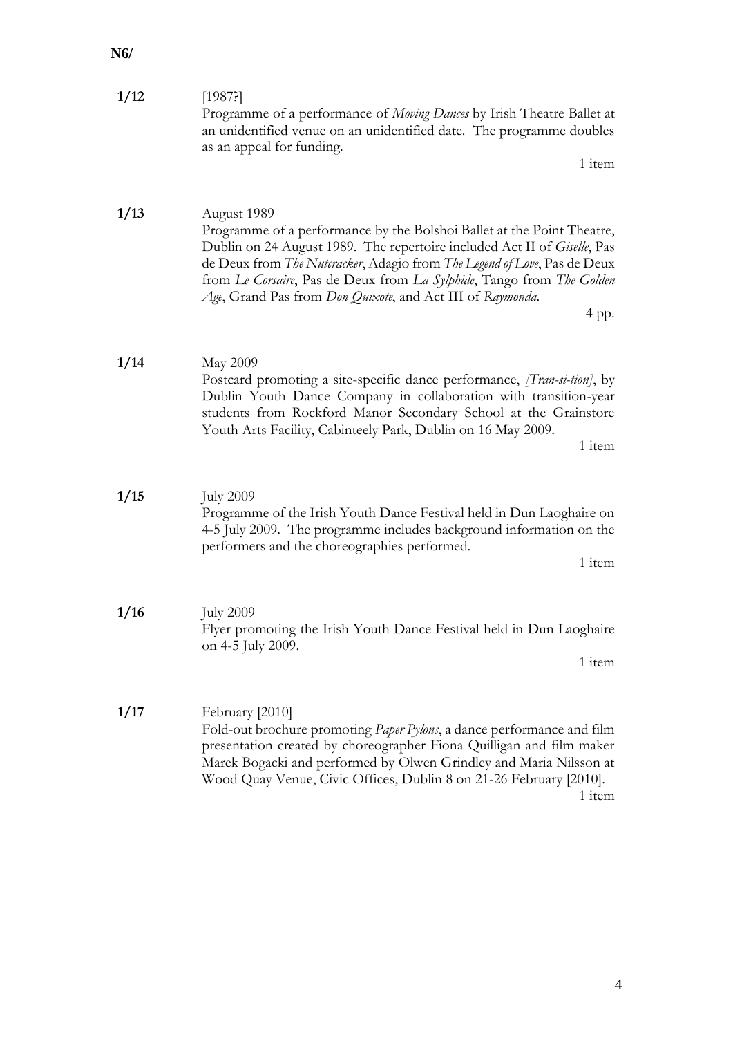**N6/**

**1/12** [1987?]
Programme of a performance of *Moving Dances* by Irish Theatre Ballet at an unidentified venue on an unidentified date. The programme doubles as an appeal for funding.
1 item

**1/13** August 1989
Programme of a performance by the Bolshoi Ballet at the Point Theatre, Dublin on 24 August 1989. The repertoire included Act II of *Giselle*, Pas de Deux from *The Nutcracker*, Adagio from *The Legend of Love*, Pas de Deux from *Le Corsaire*, Pas de Deux from *La Sylphide*, Tango from *The Golden Age*, Grand Pas from *Don Quixote*, and Act III of *Raymonda*.
4 pp.

**1/14** May 2009
Postcard promoting a site-specific dance performance, *[Tran-si-tion]*, by Dublin Youth Dance Company in collaboration with transition-year students from Rockford Manor Secondary School at the Grainstore Youth Arts Facility, Cabinteely Park, Dublin on 16 May 2009.
1 item

**1/15** July 2009
Programme of the Irish Youth Dance Festival held in Dun Laoghaire on 4-5 July 2009. The programme includes background information on the performers and the choreographies performed.
1 item

**1/16** July 2009
Flyer promoting the Irish Youth Dance Festival held in Dun Laoghaire on 4-5 July 2009.
1 item

**1/17** February [2010]
Fold-out brochure promoting *Paper Pylons*, a dance performance and film presentation created by choreographer Fiona Quilligan and film maker Marek Bogacki and performed by Olwen Grindley and Maria Nilsson at Wood Quay Venue, Civic Offices, Dublin 8 on 21-26 February [2010].
1 item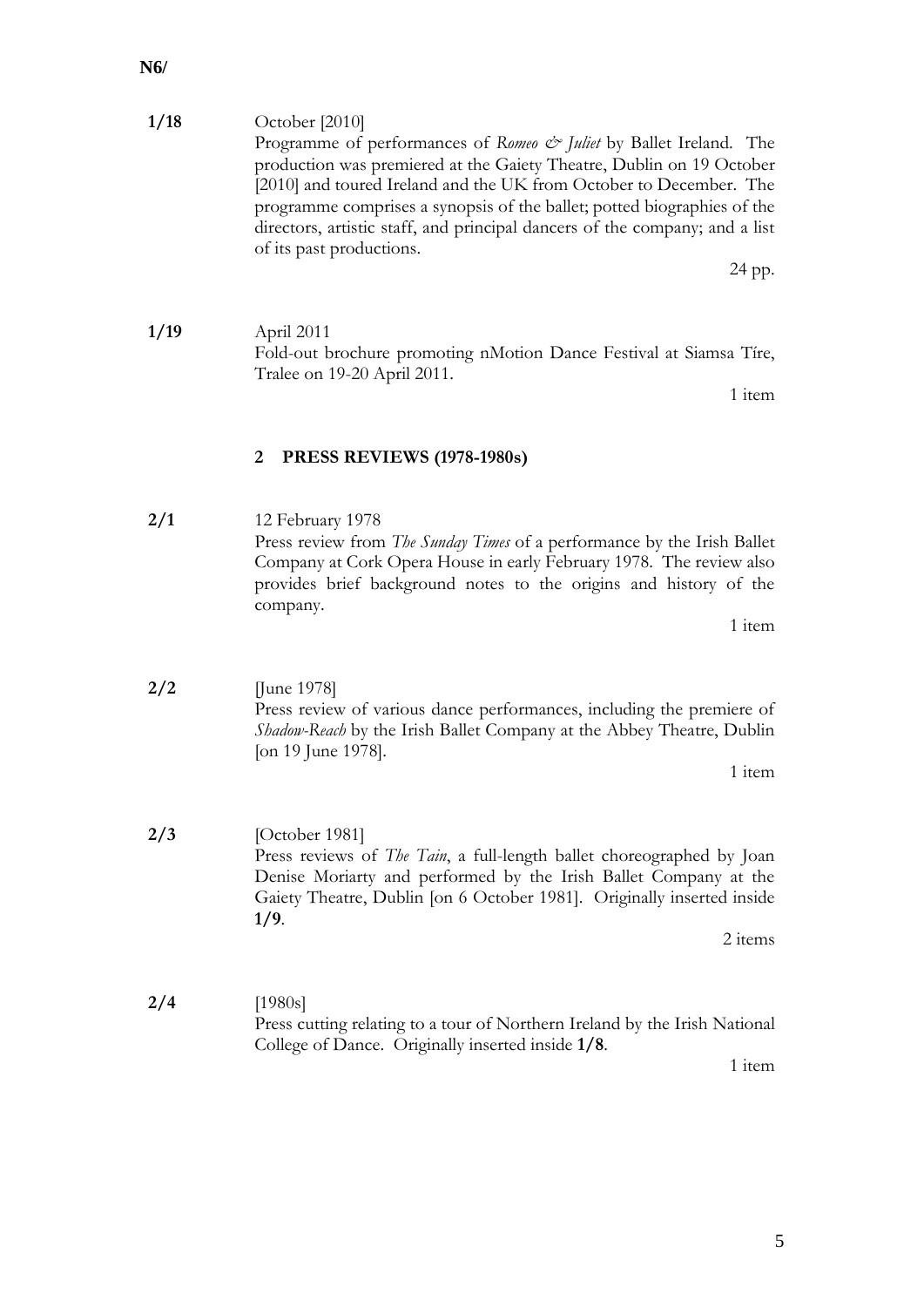**N6/**

**1/18** October [2010]
Programme of performances of *Romeo & Juliet* by Ballet Ireland. The production was premiered at the Gaiety Theatre, Dublin on 19 October [2010] and toured Ireland and the UK from October to December. The programme comprises a synopsis of the ballet; potted biographies of the directors, artistic staff, and principal dancers of the company; and a list of its past productions.

24 pp.

**1/19** April 2011
Fold-out brochure promoting nMotion Dance Festival at Siamsa Tíre, Tralee on 19-20 April 2011.

1 item

## 2 PRESS REVIEWS (1978-1980s)

**2/1** 12 February 1978
Press review from *The Sunday Times* of a performance by the Irish Ballet Company at Cork Opera House in early February 1978. The review also provides brief background notes to the origins and history of the company.

1 item

**2/2** [June 1978]
Press review of various dance performances, including the premiere of *Shadow-Reach* by the Irish Ballet Company at the Abbey Theatre, Dublin [on 19 June 1978].

1 item

**2/3** [October 1981]
Press reviews of *The Tain*, a full-length ballet choreographed by Joan Denise Moriarty and performed by the Irish Ballet Company at the Gaiety Theatre, Dublin [on 6 October 1981]. Originally inserted inside **1/9**.

2 items

**2/4** [1980s]
Press cutting relating to a tour of Northern Ireland by the Irish National College of Dance. Originally inserted inside **1/8**.

1 item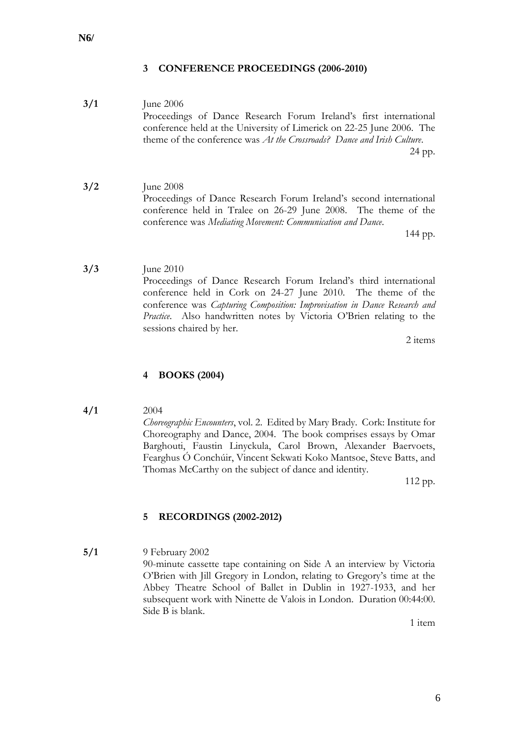**N6/**

## 3 CONFERENCE PROCEEDINGS (2006-2010)

**3/1** June 2006

Proceedings of Dance Research Forum Ireland's first international conference held at the University of Limerick on 22-25 June 2006. The theme of the conference was *At the Crossroads? Dance and Irish Culture*.

24 pp.

**3/2** June 2008

Proceedings of Dance Research Forum Ireland's second international conference held in Tralee on 26-29 June 2008. The theme of the conference was *Mediating Movement: Communication and Dance*.

144 pp.

**3/3** June 2010

Proceedings of Dance Research Forum Ireland's third international conference held in Cork on 24-27 June 2010. The theme of the conference was *Capturing Composition: Improvisation in Dance Research and Practice*. Also handwritten notes by Victoria O'Brien relating to the sessions chaired by her.

2 items

## 4 BOOKS (2004)

**4/1** 2004

*Choreographic Encounters*, vol. 2. Edited by Mary Brady. Cork: Institute for Choreography and Dance, 2004. The book comprises essays by Omar Barghouti, Faustin Linyckula, Carol Brown, Alexander Baervoets, Fearghus Ó Conchúir, Vincent Sekwati Koko Mantsoe, Steve Batts, and Thomas McCarthy on the subject of dance and identity.

112 pp.

## 5 RECORDINGS (2002-2012)

**5/1** 9 February 2002

90-minute cassette tape containing on Side A an interview by Victoria O'Brien with Jill Gregory in London, relating to Gregory's time at the Abbey Theatre School of Ballet in Dublin in 1927-1933, and her subsequent work with Ninette de Valois in London. Duration 00:44:00. Side B is blank.

1 item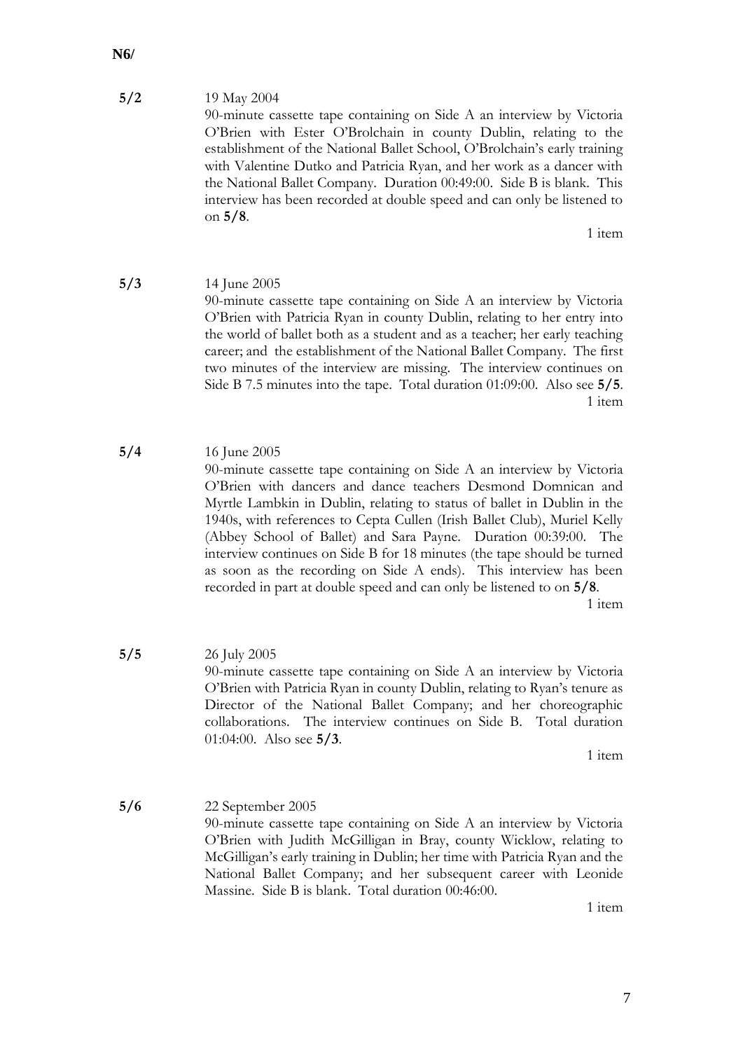**N6/**

**5/2** 19 May 2004

90-minute cassette tape containing on Side A an interview by Victoria O'Brien with Ester O'Brolchain in county Dublin, relating to the establishment of the National Ballet School, O'Brolchain's early training with Valentine Dutko and Patricia Ryan, and her work as a dancer with the National Ballet Company. Duration 00:49:00. Side B is blank. This interview has been recorded at double speed and can only be listened to on **5/8**.

1 item

**5/3** 14 June 2005

90-minute cassette tape containing on Side A an interview by Victoria O'Brien with Patricia Ryan in county Dublin, relating to her entry into the world of ballet both as a student and as a teacher; her early teaching career; and the establishment of the National Ballet Company. The first two minutes of the interview are missing. The interview continues on Side B 7.5 minutes into the tape. Total duration 01:09:00. Also see **5/5**.

1 item

**5/4** 16 June 2005

90-minute cassette tape containing on Side A an interview by Victoria O'Brien with dancers and dance teachers Desmond Domnican and Myrtle Lambkin in Dublin, relating to status of ballet in Dublin in the 1940s, with references to Cepta Cullen (Irish Ballet Club), Muriel Kelly (Abbey School of Ballet) and Sara Payne. Duration 00:39:00. The interview continues on Side B for 18 minutes (the tape should be turned as soon as the recording on Side A ends). This interview has been recorded in part at double speed and can only be listened to on **5/8**.

1 item

**5/5** 26 July 2005

90-minute cassette tape containing on Side A an interview by Victoria O'Brien with Patricia Ryan in county Dublin, relating to Ryan's tenure as Director of the National Ballet Company; and her choreographic collaborations. The interview continues on Side B. Total duration 01:04:00. Also see **5/3**.

1 item

**5/6** 22 September 2005

90-minute cassette tape containing on Side A an interview by Victoria O'Brien with Judith McGilligan in Bray, county Wicklow, relating to McGilligan's early training in Dublin; her time with Patricia Ryan and the National Ballet Company; and her subsequent career with Leonide Massine. Side B is blank. Total duration 00:46:00.

1 item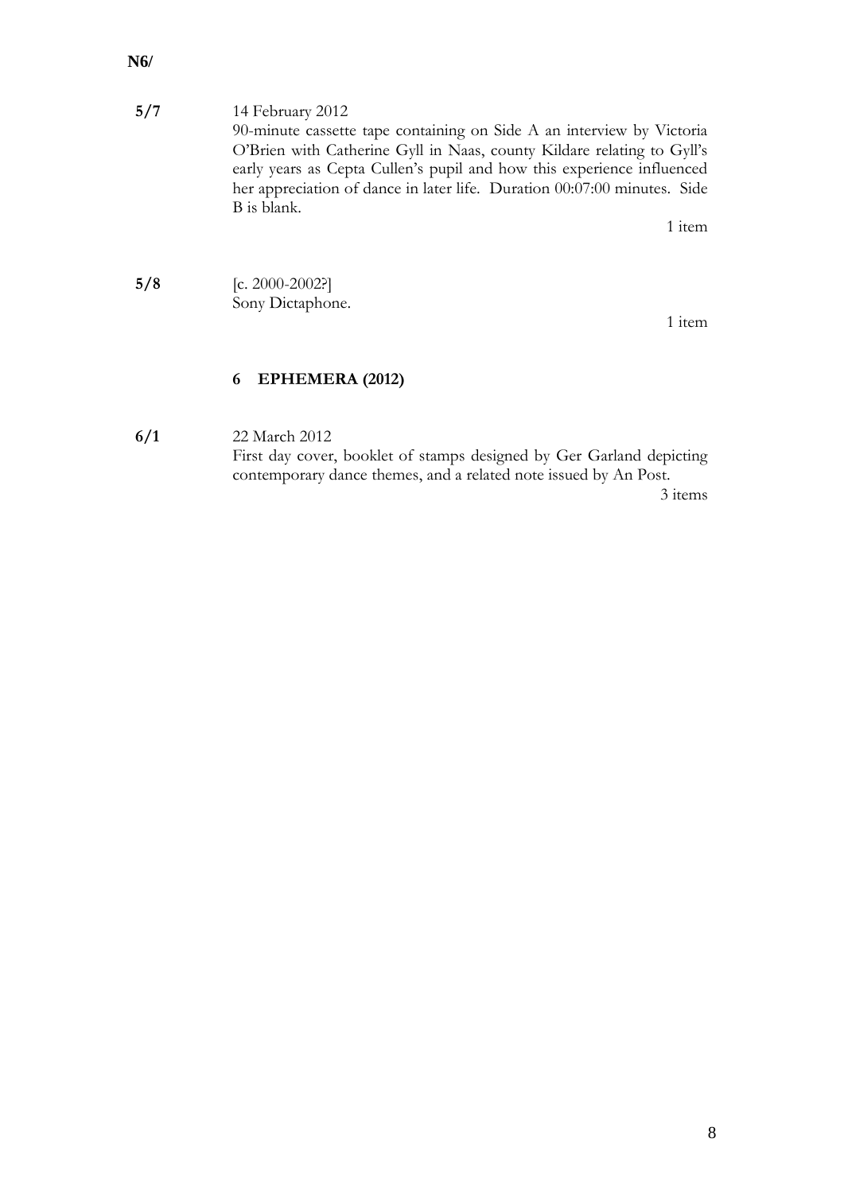**5/7** 14 February 2012
90-minute cassette tape containing on Side A an interview by Victoria O'Brien with Catherine Gyll in Naas, county Kildare relating to Gyll's early years as Cepta Cullen's pupil and how this experience influenced her appreciation of dance in later life. Duration 00:07:00 minutes. Side B is blank.

1 item

**5/8** [c. 2000-2002?]
Sony Dictaphone.

1 item

## 6 EPHEMERA (2012)

**6/1** 22 March 2012
First day cover, booklet of stamps designed by Ger Garland depicting contemporary dance themes, and a related note issued by An Post.

3 items